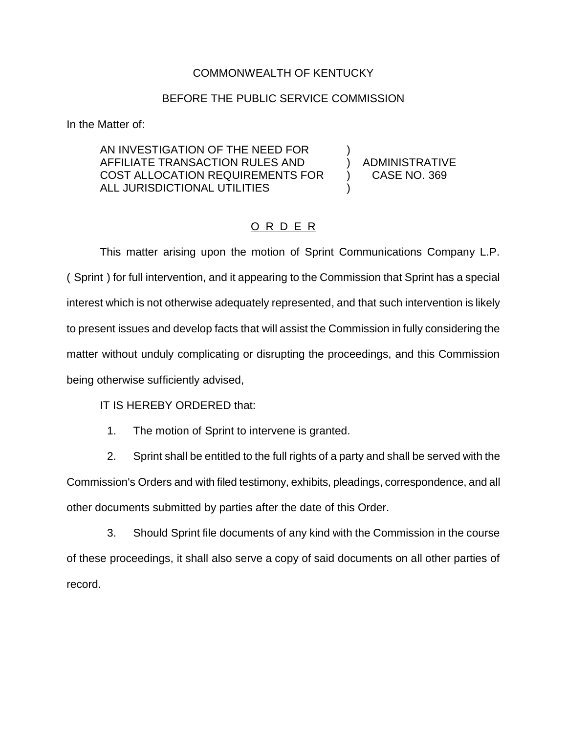COMMONWEALTH OF KENTUCKY

BEFORE THE PUBLIC SERVICE COMMISSION

In the Matter of:

| | | |
|---|---|---|
| AN INVESTIGATION OF THE NEED FOR AFFILIATE TRANSACTION RULES AND COST ALLOCATION REQUIREMENTS FOR ALL JURISDICTIONAL UTILITIES | ) | ADMINISTRATIVE CASE NO. 369 |

O R D E R

This matter arising upon the motion of Sprint Communications Company L.P. ( Sprint ) for full intervention, and it appearing to the Commission that Sprint has a special interest which is not otherwise adequately represented, and that such intervention is likely to present issues and develop facts that will assist the Commission in fully considering the matter without unduly complicating or disrupting the proceedings, and this Commission being otherwise sufficiently advised,

IT IS HEREBY ORDERED that:

1. The motion of Sprint to intervene is granted.

2. Sprint shall be entitled to the full rights of a party and shall be served with the Commission's Orders and with filed testimony, exhibits, pleadings, correspondence, and all other documents submitted by parties after the date of this Order.

3. Should Sprint file documents of any kind with the Commission in the course of these proceedings, it shall also serve a copy of said documents on all other parties of record.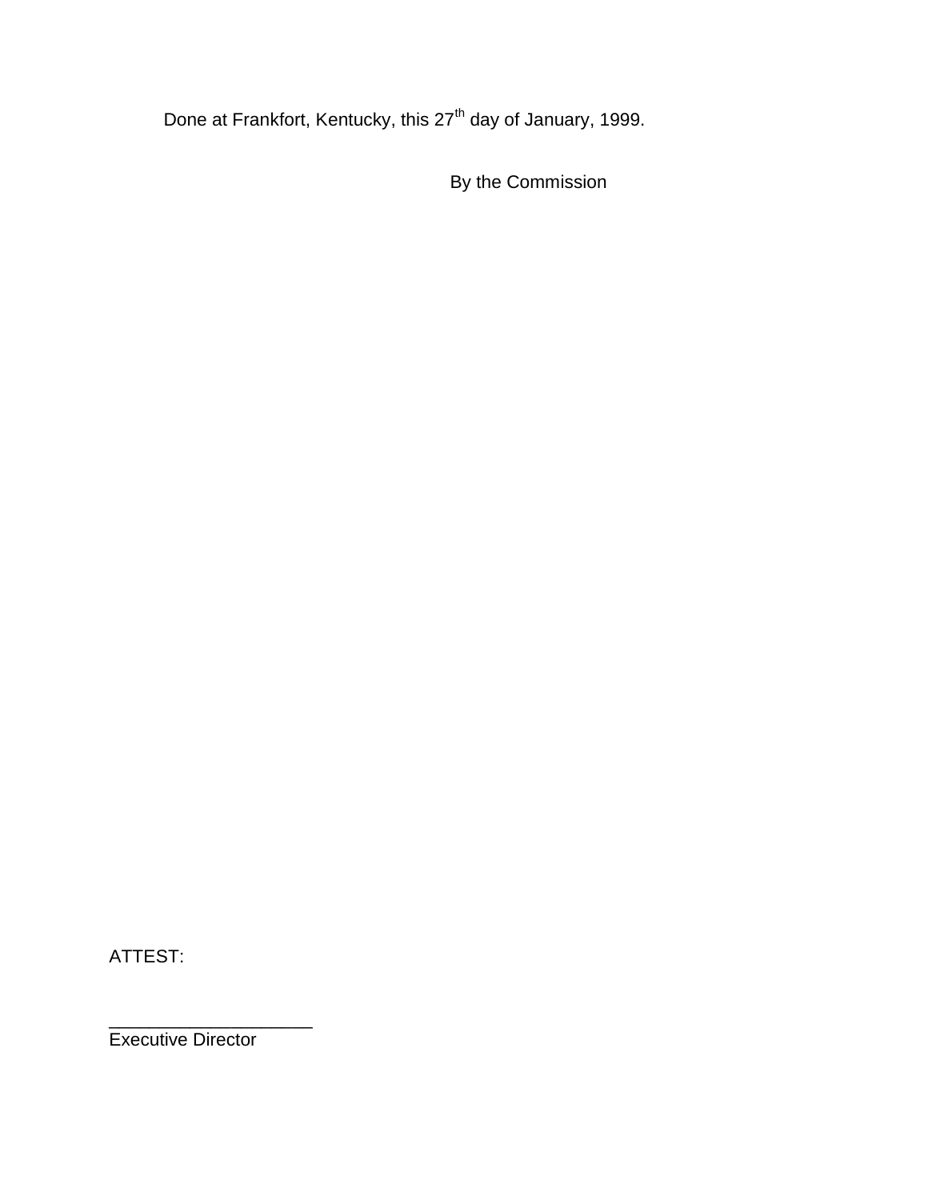Done at Frankfort, Kentucky, this 27th day of January, 1999.

By the Commission

ATTEST:

____________________
Executive Director